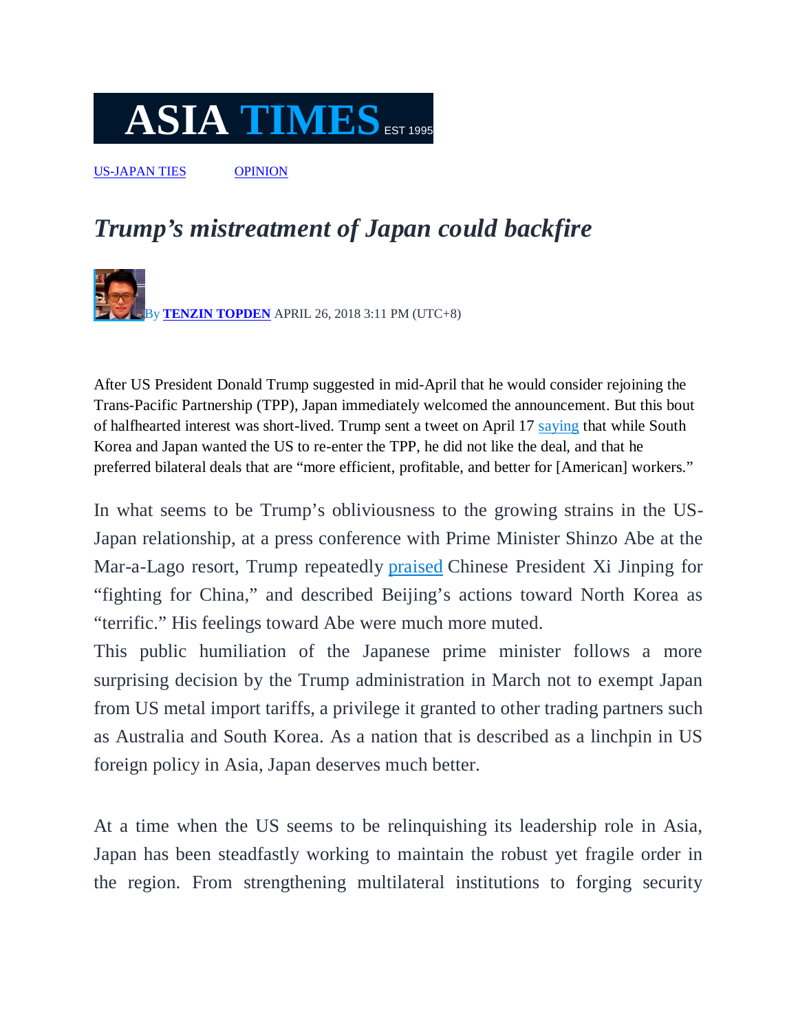# ASIA TIMES EST 1995

[US-JAPAN TIES](#) [OPINION](#)

## *Trump's mistreatment of Japan could backfire*

By **TENZIN TOPDEN** APRIL 26, 2018 3:11 PM (UTC+8)

After US President Donald Trump suggested in mid-April that he would consider rejoining the Trans-Pacific Partnership (TPP), Japan immediately welcomed the announcement. But this bout of halfhearted interest was short-lived. Trump sent a tweet on April 17 saying that while South Korea and Japan wanted the US to re-enter the TPP, he did not like the deal, and that he preferred bilateral deals that are "more efficient, profitable, and better for [American] workers."

In what seems to be Trump's obliviousness to the growing strains in the US-Japan relationship, at a press conference with Prime Minister Shinzo Abe at the Mar-a-Lago resort, Trump repeatedly praised Chinese President Xi Jinping for "fighting for China," and described Beijing's actions toward North Korea as "terrific." His feelings toward Abe were much more muted.

This public humiliation of the Japanese prime minister follows a more surprising decision by the Trump administration in March not to exempt Japan from US metal import tariffs, a privilege it granted to other trading partners such as Australia and South Korea. As a nation that is described as a linchpin in US foreign policy in Asia, Japan deserves much better.

At a time when the US seems to be relinquishing its leadership role in Asia, Japan has been steadfastly working to maintain the robust yet fragile order in the region. From strengthening multilateral institutions to forging security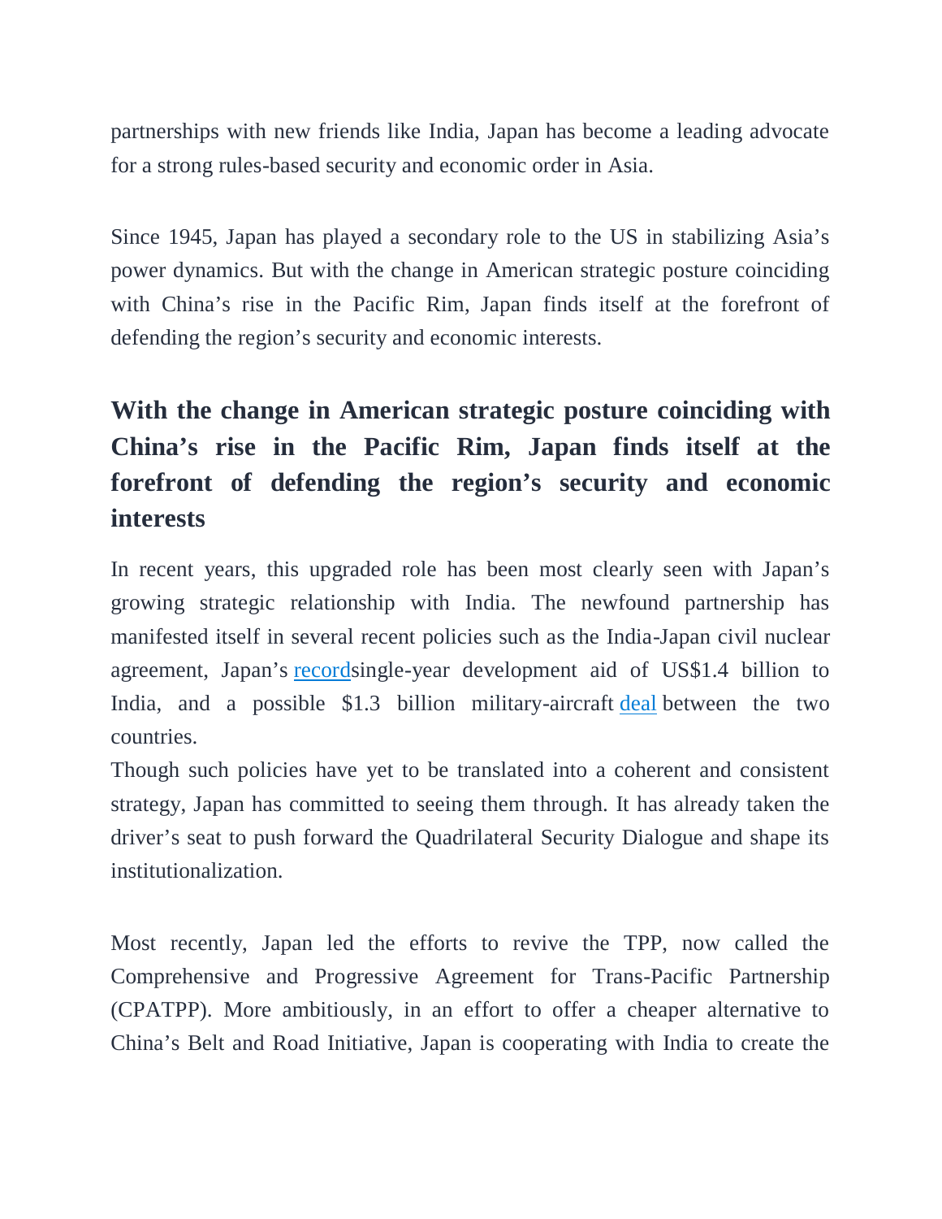partnerships with new friends like India, Japan has become a leading advocate for a strong rules-based security and economic order in Asia.

Since 1945, Japan has played a secondary role to the US in stabilizing Asia's power dynamics. But with the change in American strategic posture coinciding with China's rise in the Pacific Rim, Japan finds itself at the forefront of defending the region's security and economic interests.

## With the change in American strategic posture coinciding with China's rise in the Pacific Rim, Japan finds itself at the forefront of defending the region's security and economic interests

In recent years, this upgraded role has been most clearly seen with Japan's growing strategic relationship with India. The newfound partnership has manifested itself in several recent policies such as the India-Japan civil nuclear agreement, Japan's recordsingle-year development aid of US$1.4 billion to India, and a possible $1.3 billion military-aircraft deal between the two countries.
Though such policies have yet to be translated into a coherent and consistent strategy, Japan has committed to seeing them through. It has already taken the driver's seat to push forward the Quadrilateral Security Dialogue and shape its institutionalization.

Most recently, Japan led the efforts to revive the TPP, now called the Comprehensive and Progressive Agreement for Trans-Pacific Partnership (CPATPP). More ambitiously, in an effort to offer a cheaper alternative to China's Belt and Road Initiative, Japan is cooperating with India to create the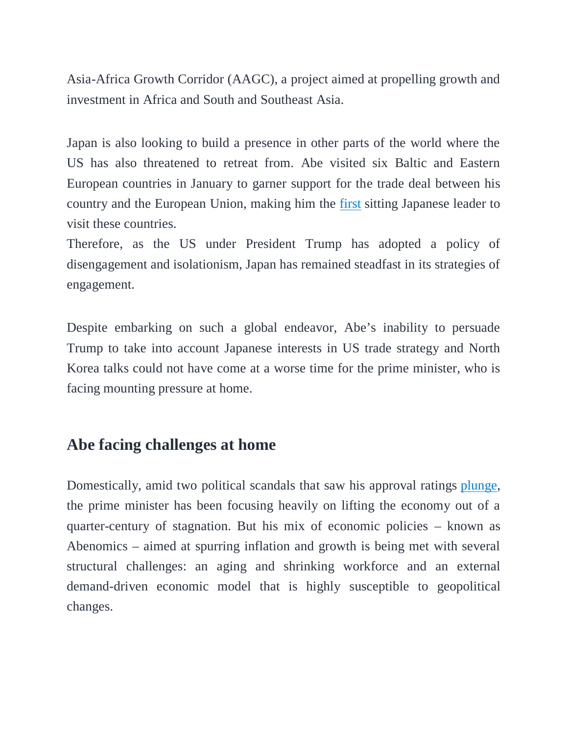Asia-Africa Growth Corridor (AAGC), a project aimed at propelling growth and investment in Africa and South and Southeast Asia.

Japan is also looking to build a presence in other parts of the world where the US has also threatened to retreat from. Abe visited six Baltic and Eastern European countries in January to garner support for the trade deal between his country and the European Union, making him the first sitting Japanese leader to visit these countries.
Therefore, as the US under President Trump has adopted a policy of disengagement and isolationism, Japan has remained steadfast in its strategies of engagement.

Despite embarking on such a global endeavor, Abe's inability to persuade Trump to take into account Japanese interests in US trade strategy and North Korea talks could not have come at a worse time for the prime minister, who is facing mounting pressure at home.

## Abe facing challenges at home

Domestically, amid two political scandals that saw his approval ratings plunge, the prime minister has been focusing heavily on lifting the economy out of a quarter-century of stagnation. But his mix of economic policies – known as Abenomics – aimed at spurring inflation and growth is being met with several structural challenges: an aging and shrinking workforce and an external demand-driven economic model that is highly susceptible to geopolitical changes.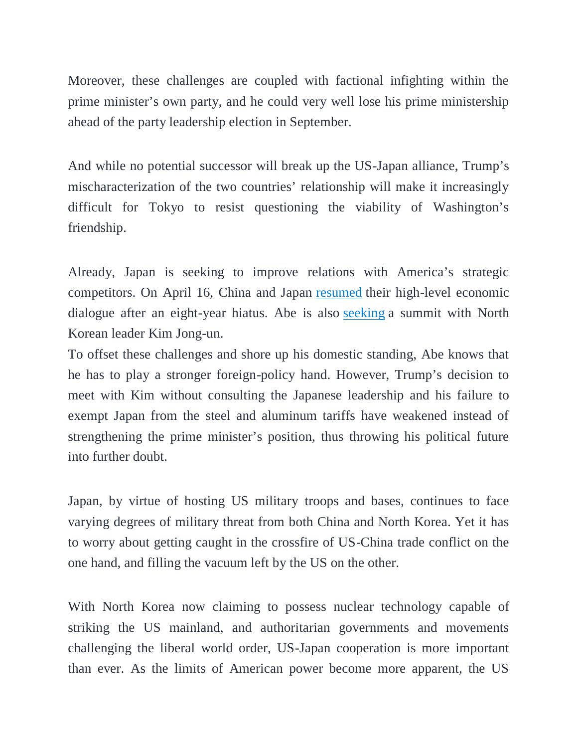Moreover, these challenges are coupled with factional infighting within the prime minister's own party, and he could very well lose his prime ministership ahead of the party leadership election in September.

And while no potential successor will break up the US-Japan alliance, Trump's mischaracterization of the two countries' relationship will make it increasingly difficult for Tokyo to resist questioning the viability of Washington's friendship.

Already, Japan is seeking to improve relations with America's strategic competitors. On April 16, China and Japan resumed their high-level economic dialogue after an eight-year hiatus. Abe is also seeking a summit with North Korean leader Kim Jong-un.

To offset these challenges and shore up his domestic standing, Abe knows that he has to play a stronger foreign-policy hand. However, Trump's decision to meet with Kim without consulting the Japanese leadership and his failure to exempt Japan from the steel and aluminum tariffs have weakened instead of strengthening the prime minister's position, thus throwing his political future into further doubt.

Japan, by virtue of hosting US military troops and bases, continues to face varying degrees of military threat from both China and North Korea. Yet it has to worry about getting caught in the crossfire of US-China trade conflict on the one hand, and filling the vacuum left by the US on the other.

With North Korea now claiming to possess nuclear technology capable of striking the US mainland, and authoritarian governments and movements challenging the liberal world order, US-Japan cooperation is more important than ever. As the limits of American power become more apparent, the US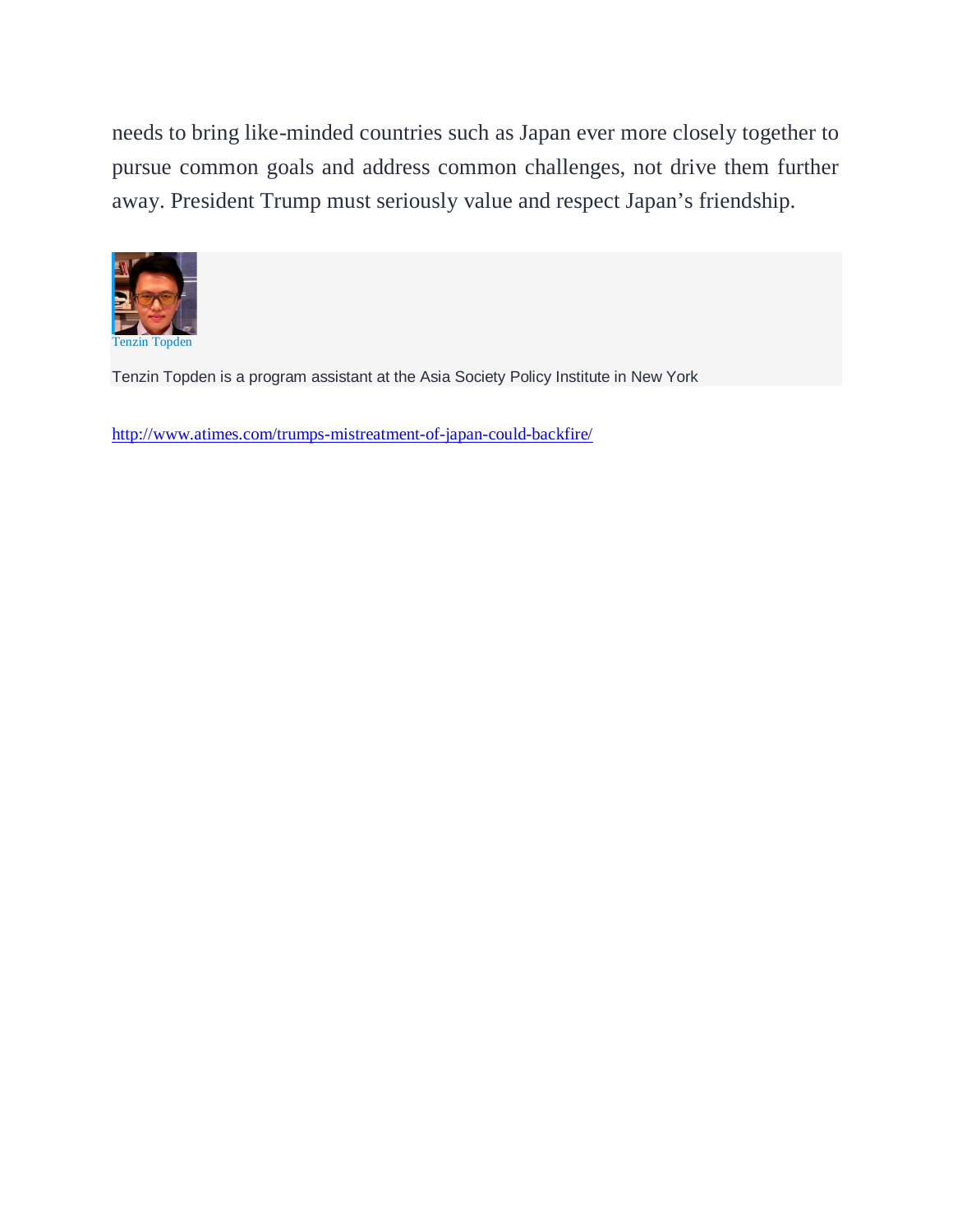needs to bring like-minded countries such as Japan ever more closely together to pursue common goals and address common challenges, not drive them further away. President Trump must seriously value and respect Japan's friendship.

Tenzin Topden

Tenzin Topden is a program assistant at the Asia Society Policy Institute in New York

http://www.atimes.com/trumps-mistreatment-of-japan-could-backfire/